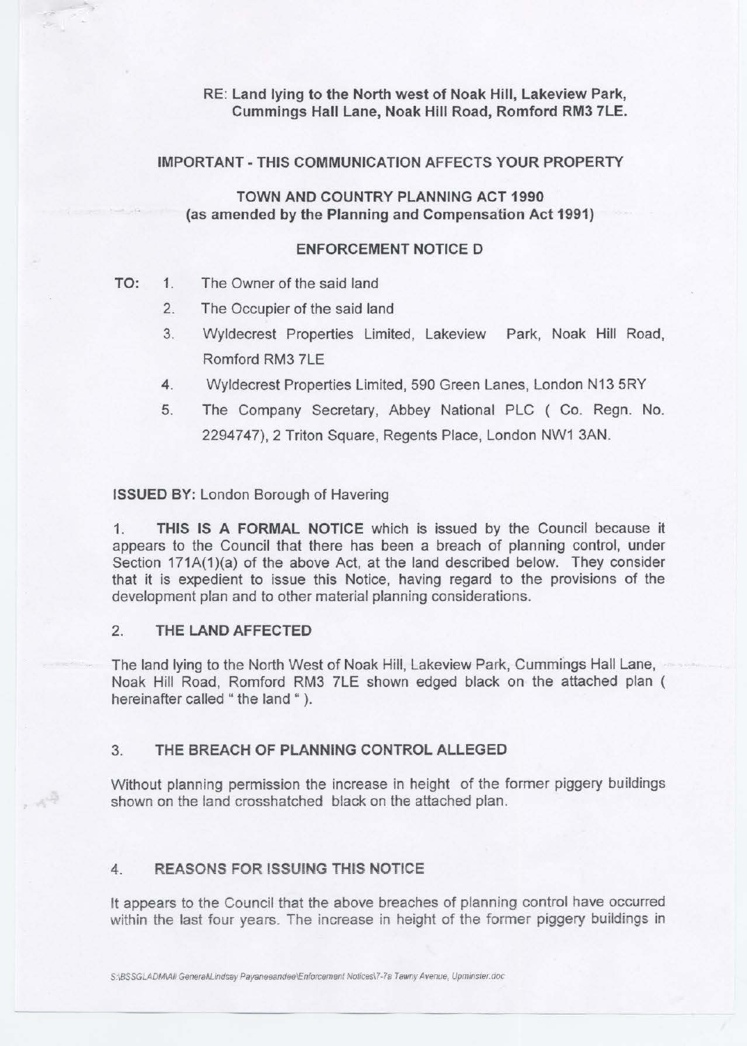**RE: Land lying to the North west of Noak Hill, Lakeview Park, Cummings Hall Lane, Noak Hill Road, Romford RM3 7LE.**

**IMPORTANT - THIS COMMUNICATION AFFECTS YOUR PROPERTY**

**TOWN AND COUNTRY PLANNING ACT 1990**
**(as amended by the Planning and Compensation Act 1991)**

**ENFORCEMENT NOTICE D**

**TO:**

1. The Owner of the said land
2. The Occupier of the said land
3. Wyldecrest Properties Limited, Lakeview Park, Noak Hill Road, Romford RM3 7LE
4. Wyldecrest Properties Limited, 590 Green Lanes, London N13 5RY
5. The Company Secretary, Abbey National PLC ( Co. Regn. No. 2294747), 2 Triton Square, Regents Place, London NW1 3AN.

**ISSUED BY:** London Borough of Havering

1. **THIS IS A FORMAL NOTICE** which is issued by the Council because it appears to the Council that there has been a breach of planning control, under Section 171A(1)(a) of the above Act, at the land described below. They consider that it is expedient to issue this Notice, having regard to the provisions of the development plan and to other material planning considerations.

## 2. THE LAND AFFECTED

The land lying to the North West of Noak Hill, Lakeview Park, Cummings Hall Lane, Noak Hill Road, Romford RM3 7LE shown edged black on the attached plan ( hereinafter called " the land " ).

## 3. THE BREACH OF PLANNING CONTROL ALLEGED

Without planning permission the increase in height of the former piggery buildings shown on the land crosshatched black on the attached plan.

## 4. REASONS FOR ISSUING THIS NOTICE

It appears to the Council that the above breaches of planning control have occurred within the last four years. The increase in height of the former piggery buildings in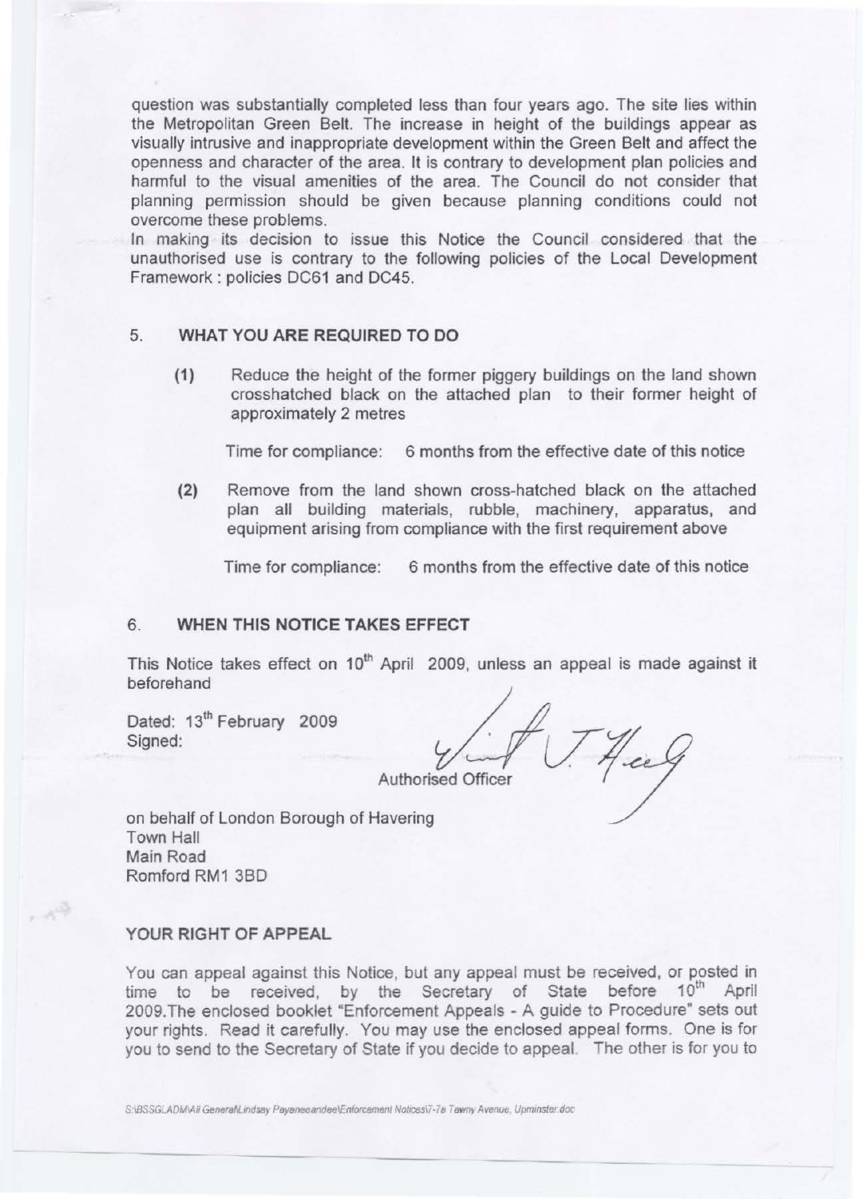question was substantially completed less than four years ago. The site lies within the Metropolitan Green Belt. The increase in height of the buildings appear as visually intrusive and inappropriate development within the Green Belt and affect the openness and character of the area. It is contrary to development plan policies and harmful to the visual amenities of the area. The Council do not consider that planning permission should be given because planning conditions could not overcome these problems.

In making its decision to issue this Notice the Council considered that the unauthorised use is contrary to the following policies of the Local Development Framework : policies DC61 and DC45.

## 5. WHAT YOU ARE REQUIRED TO DO

**(1)** Reduce the height of the former piggery buildings on the land shown crosshatched black on the attached plan to their former height of approximately 2 metres

Time for compliance: 6 months from the effective date of this notice

**(2)** Remove from the land shown cross-hatched black on the attached plan all building materials, rubble, machinery, apparatus, and equipment arising from compliance with the first requirement above

Time for compliance: 6 months from the effective date of this notice

## 6. WHEN THIS NOTICE TAKES EFFECT

This Notice takes effect on 10th April 2009, unless an appeal is made against it beforehand

Dated: 13th February 2009
Signed:

Authorised Officer

on behalf of London Borough of Havering
Town Hall
Main Road
Romford RM1 3BD

## YOUR RIGHT OF APPEAL

You can appeal against this Notice, but any appeal must be received, or posted in time to be received, by the Secretary of State before 10th April 2009.The enclosed booklet "Enforcement Appeals - A guide to Procedure" sets out your rights. Read it carefully. You may use the enclosed appeal forms. One is for you to send to the Secretary of State if you decide to appeal. The other is for you to

S:\BSSGLADM\All General\Lindsay Payeneeandee\Enforcement Notices\7-7a Tawny Avenue, Upminster.doc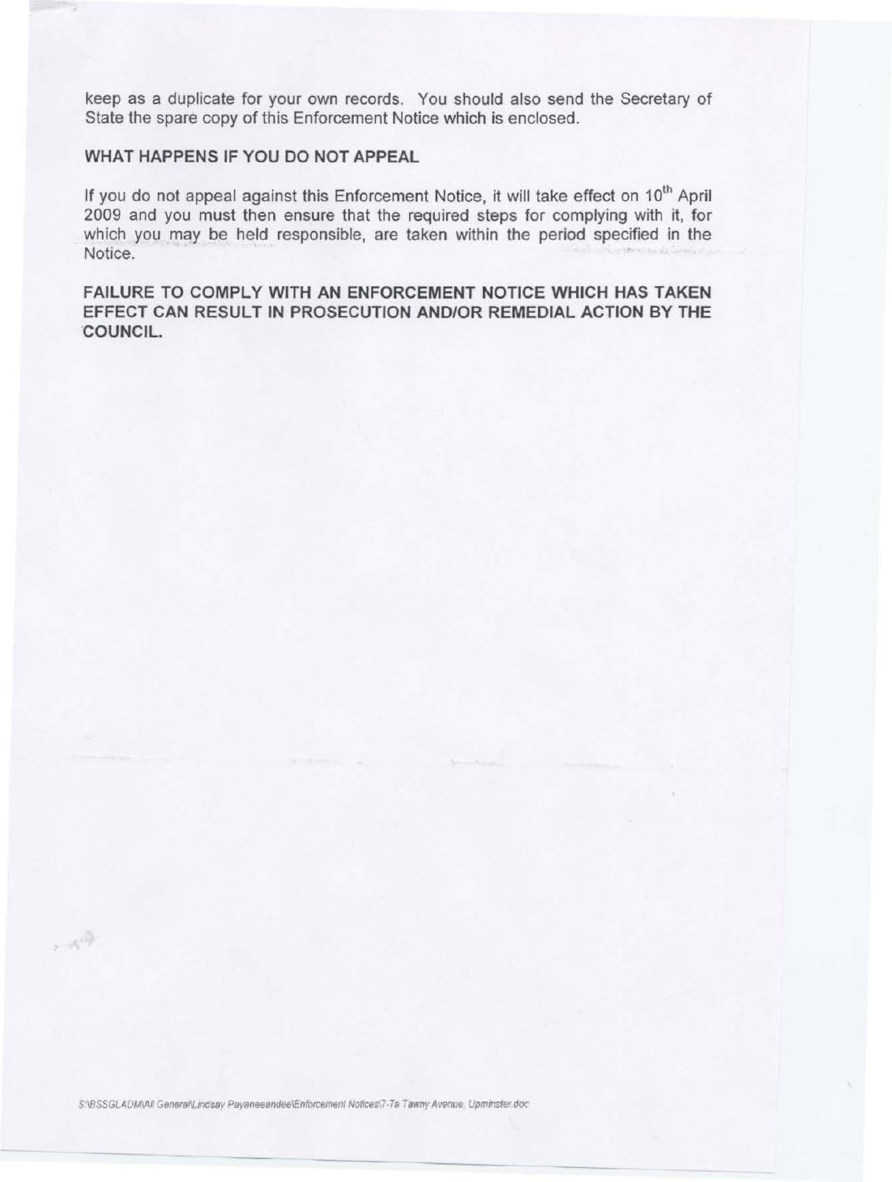keep as a duplicate for your own records. You should also send the Secretary of State the spare copy of this Enforcement Notice which is enclosed.

**WHAT HAPPENS IF YOU DO NOT APPEAL**

If you do not appeal against this Enforcement Notice, it will take effect on 10th April 2009 and you must then ensure that the required steps for complying with it, for which you may be held responsible, are taken within the period specified in the Notice.

**FAILURE TO COMPLY WITH AN ENFORCEMENT NOTICE WHICH HAS TAKEN EFFECT CAN RESULT IN PROSECUTION AND/OR REMEDIAL ACTION BY THE COUNCIL.**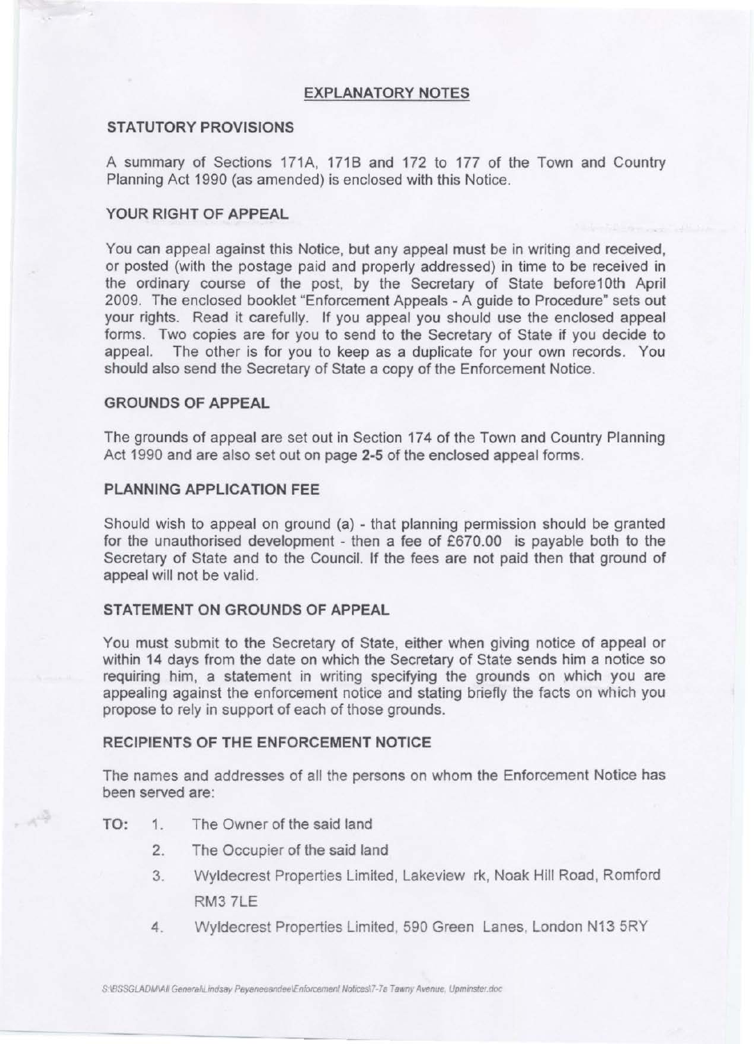# EXPLANATORY NOTES

## STATUTORY PROVISIONS

A summary of Sections 171A, 171B and 172 to 177 of the Town and Country Planning Act 1990 (as amended) is enclosed with this Notice.

## YOUR RIGHT OF APPEAL

You can appeal against this Notice, but any appeal must be in writing and received, or posted (with the postage paid and properly addressed) in time to be received in the ordinary course of the post, by the Secretary of State before10th April 2009. The enclosed booklet "Enforcement Appeals - A guide to Procedure" sets out your rights. Read it carefully. If you appeal you should use the enclosed appeal forms. Two copies are for you to send to the Secretary of State if you decide to appeal. The other is for you to keep as a duplicate for your own records. You should also send the Secretary of State a copy of the Enforcement Notice.

## GROUNDS OF APPEAL

The grounds of appeal are set out in Section 174 of the Town and Country Planning Act 1990 and are also set out on page **2-5** of the enclosed appeal forms.

## PLANNING APPLICATION FEE

Should wish to appeal on ground (a) - that planning permission should be granted for the unauthorised development - then a fee of £670.00 is payable both to the Secretary of State and to the Council. If the fees are not paid then that ground of appeal will not be valid.

## STATEMENT ON GROUNDS OF APPEAL

You must submit to the Secretary of State, either when giving notice of appeal or within 14 days from the date on which the Secretary of State sends him a notice so requiring him, a statement in writing specifying the grounds on which you are appealing against the enforcement notice and stating briefly the facts on which you propose to rely in support of each of those grounds.

## RECIPIENTS OF THE ENFORCEMENT NOTICE

The names and addresses of all the persons on whom the Enforcement Notice has been served are:

**TO:**

1. The Owner of the said land
2. The Occupier of the said land
3. Wyldecrest Properties Limited, Lakeview rk, Noak Hill Road, Romford RM3 7LE
4. Wyldecrest Properties Limited, 590 Green Lanes, London N13 5RY

S:\BSSGLADM\All General\Lindsay Peyeneeandee\Enforcement Notices\7-7a Tawny Avenue, Upminster.doc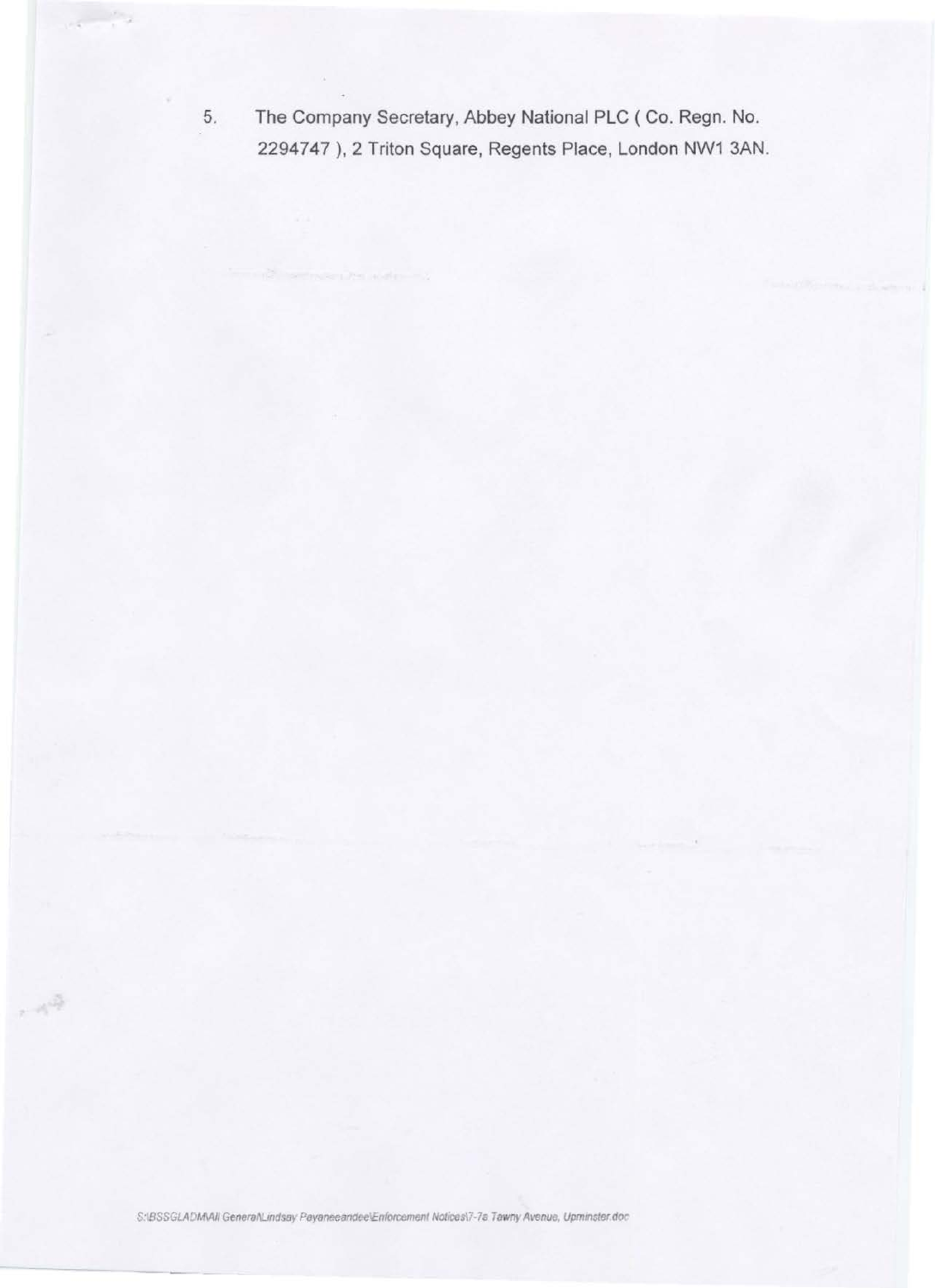5. The Company Secretary, Abbey National PLC ( Co. Regn. No. 2294747 ), 2 Triton Square, Regents Place, London NW1 3AN.

S:\BSSGLADM\All General\Lindsay Payaneeandee\Enforcement Notices\7-7a Tawny Avenue, Upminster.doc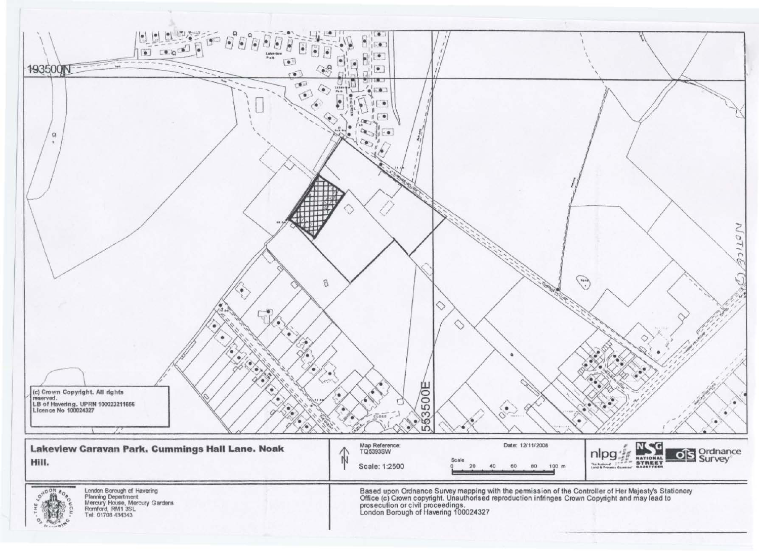193500N

553500E

(c) Crown Copyright. All rights reserved.
LB of Havering. UPRN 100023211656
Licence No 100024327

**Lakeview Caravan Park, Cummings Hall Lane. Noak Hill.**

Map Reference: TQ5393SW

Scale: 1:2500

Date: 12/11/2008

Scale
0 20 40 60 80 100 m

nlpg NATIONAL STREET GAZETTEER Ordnance Survey

London Borough of Havering
Planning Department
Mercury House, Mercury Gardens
Romford, RM1 3SL
Tel: 01708 434343

Based upon Ordnance Survey mapping with the permission of the Controller of Her Majesty's Stationery Office (c) Crown copyright. Unauthorised reproduction infringes Crown Copyright and may lead to prosecution or civil proceedings.
London Borough of Havering 100024327